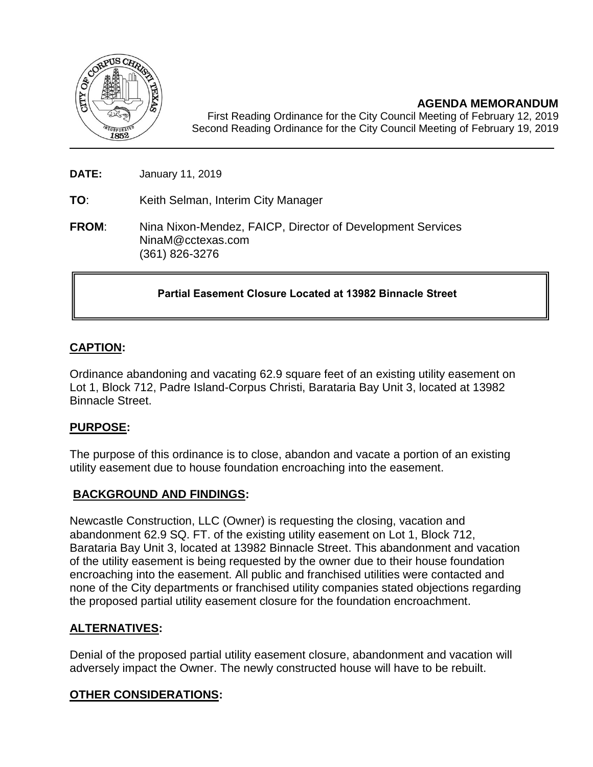**AGENDA MEMORANDUM**

First Reading Ordinance for the City Council Meeting of February 12, 2019
Second Reading Ordinance for the City Council Meeting of February 19, 2019

**DATE:** January 11, 2019

**TO**: Keith Selman, Interim City Manager

**FROM**: Nina Nixon-Mendez, FAICP, Director of Development Services
NinaM@cctexas.com
(361) 826-3276

**Partial Easement Closure Located at 13982 Binnacle Street**

## CAPTION:

Ordinance abandoning and vacating 62.9 square feet of an existing utility easement on Lot 1, Block 712, Padre Island-Corpus Christi, Barataria Bay Unit 3, located at 13982 Binnacle Street.

## PURPOSE:

The purpose of this ordinance is to close, abandon and vacate a portion of an existing utility easement due to house foundation encroaching into the easement.

## BACKGROUND AND FINDINGS:

Newcastle Construction, LLC (Owner) is requesting the closing, vacation and abandonment 62.9 SQ. FT. of the existing utility easement on Lot 1, Block 712, Barataria Bay Unit 3, located at 13982 Binnacle Street. This abandonment and vacation of the utility easement is being requested by the owner due to their house foundation encroaching into the easement. All public and franchised utilities were contacted and none of the City departments or franchised utility companies stated objections regarding the proposed partial utility easement closure for the foundation encroachment.

## ALTERNATIVES:

Denial of the proposed partial utility easement closure, abandonment and vacation will adversely impact the Owner. The newly constructed house will have to be rebuilt.

## OTHER CONSIDERATIONS: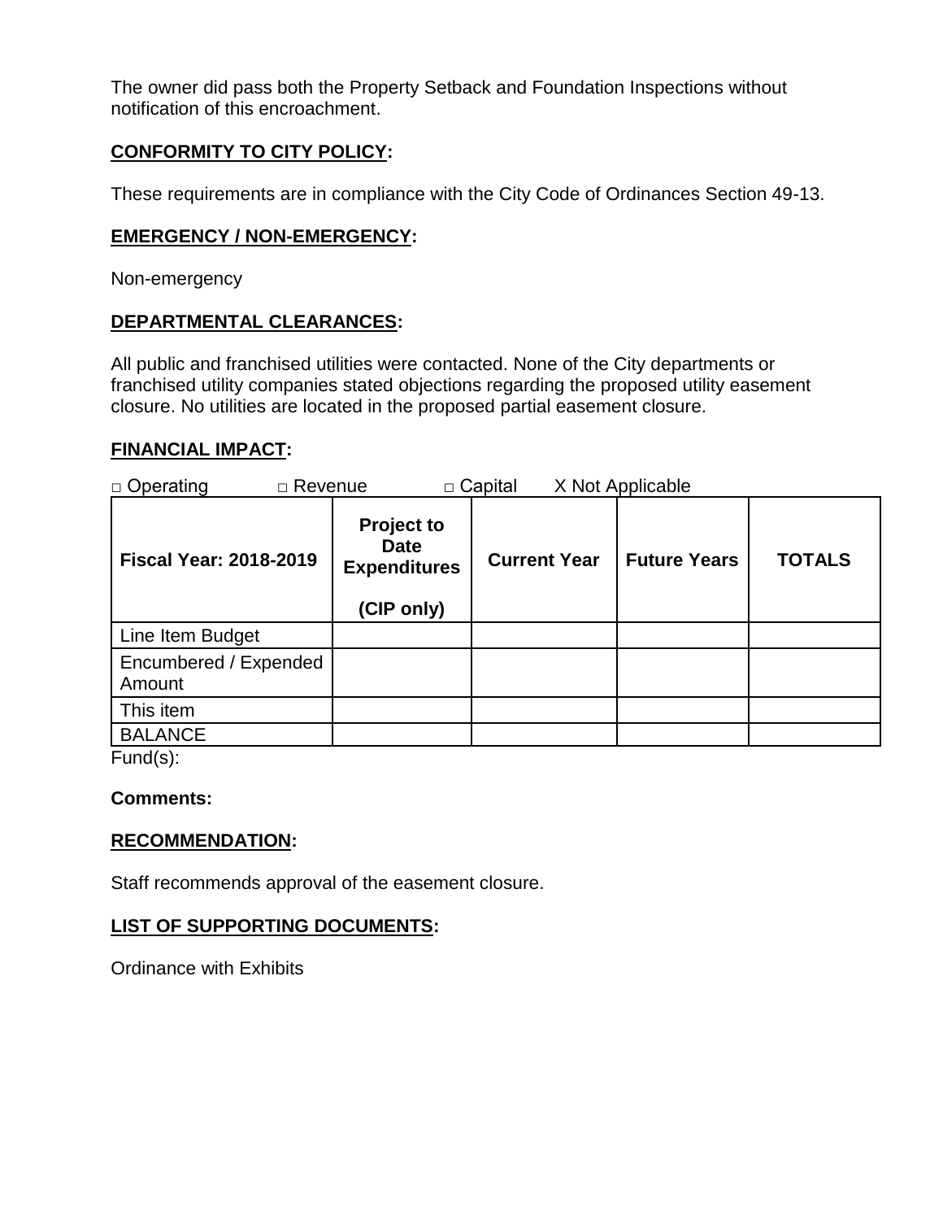The owner did pass both the Property Setback and Foundation Inspections without notification of this encroachment.

**CONFORMITY TO CITY POLICY:**

These requirements are in compliance with the City Code of Ordinances Section 49-13.

**EMERGENCY / NON-EMERGENCY:**

Non-emergency

**DEPARTMENTAL CLEARANCES:**

All public and franchised utilities were contacted. None of the City departments or franchised utility companies stated objections regarding the proposed utility easement closure. No utilities are located in the proposed partial easement closure.

**FINANCIAL IMPACT:**

□ Operating □ Revenue □ Capital X Not Applicable

| Fiscal Year: 2018-2019 | Project to Date Expenditures (CIP only) | Current Year | Future Years | TOTALS |
|---|---|---|---|---|
| Line Item Budget | | | | |
| Encumbered / Expended Amount | | | | |
| This item | | | | |
| BALANCE | | | | |

Fund(s):

**Comments:**

**RECOMMENDATION:**

Staff recommends approval of the easement closure.

**LIST OF SUPPORTING DOCUMENTS:**

Ordinance with Exhibits